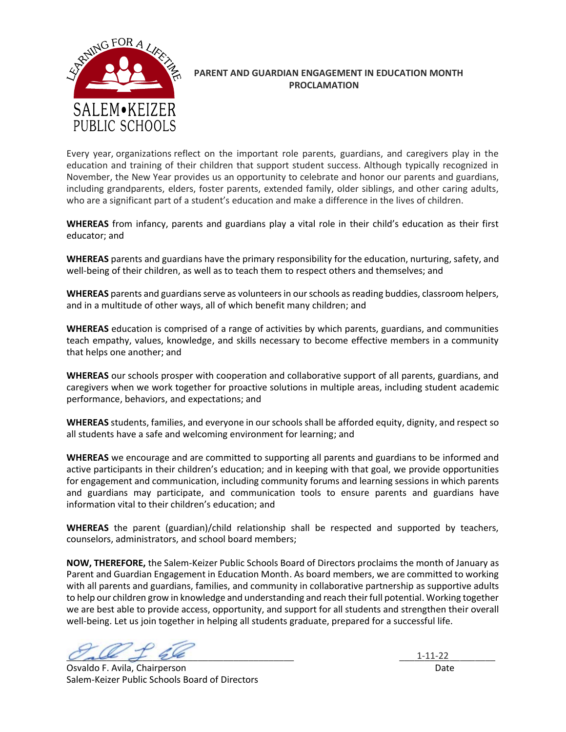LEARNING FOR A LIFETIME

SALEM•KEIZER PUBLIC SCHOOLS

# PARENT AND GUARDIAN ENGAGEMENT IN EDUCATION MONTH PROCLAMATION

Every year, organizations reflect on the important role parents, guardians, and caregivers play in the education and training of their children that support student success. Although typically recognized in November, the New Year provides us an opportunity to celebrate and honor our parents and guardians, including grandparents, elders, foster parents, extended family, older siblings, and other caring adults, who are a significant part of a student's education and make a difference in the lives of children.

**WHEREAS** from infancy, parents and guardians play a vital role in their child's education as their first educator; and

**WHEREAS** parents and guardians have the primary responsibility for the education, nurturing, safety, and well-being of their children, as well as to teach them to respect others and themselves; and

**WHEREAS** parents and guardians serve as volunteers in our schools as reading buddies, classroom helpers, and in a multitude of other ways, all of which benefit many children; and

**WHEREAS** education is comprised of a range of activities by which parents, guardians, and communities teach empathy, values, knowledge, and skills necessary to become effective members in a community that helps one another; and

**WHEREAS** our schools prosper with cooperation and collaborative support of all parents, guardians, and caregivers when we work together for proactive solutions in multiple areas, including student academic performance, behaviors, and expectations; and

**WHEREAS** students, families, and everyone in our schools shall be afforded equity, dignity, and respect so all students have a safe and welcoming environment for learning; and

**WHEREAS** we encourage and are committed to supporting all parents and guardians to be informed and active participants in their children's education; and in keeping with that goal, we provide opportunities for engagement and communication, including community forums and learning sessions in which parents and guardians may participate, and communication tools to ensure parents and guardians have information vital to their children's education; and

**WHEREAS** the parent (guardian)/child relationship shall be respected and supported by teachers, counselors, administrators, and school board members;

**NOW, THEREFORE,** the Salem-Keizer Public Schools Board of Directors proclaims the month of January as Parent and Guardian Engagement in Education Month. As board members, we are committed to working with all parents and guardians, families, and community in collaborative partnership as supportive adults to help our children grow in knowledge and understanding and reach their full potential. Working together we are best able to provide access, opportunity, and support for all students and strengthen their overall well-being. Let us join together in helping all students graduate, prepared for a successful life.

Osvaldo F. Avila, Chairperson
Salem-Keizer Public Schools Board of Directors

1-11-22
Date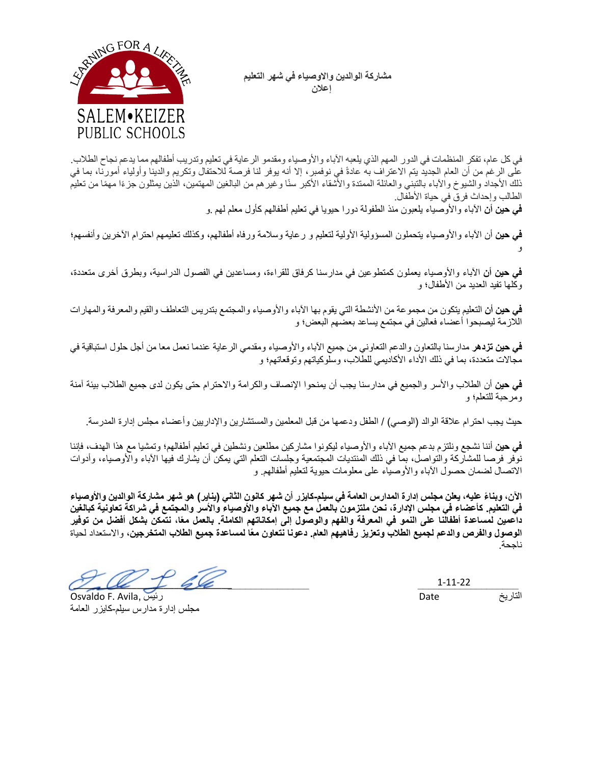LEARNING FOR A LIFETIME

SALEM•KEIZER PUBLIC SCHOOLS

**مشاركة الوالدين والاوصياء في شهر التعليم**
**إعلان**

في كل عام، تفكر المنظمات في الدور المهم الذي يلعبه الآباء والأوصياء ومقدمو الرعاية في تعليم وتدريب أطفالهم مما يدعم نجاح الطلاب. على الرغم من أن العام الجديد يتم الاعتراف به عادةً في نوفمبر، إلا أنه يوفر لنا فرصة للاحتفال وتكريم والدينا وأولياء أمورنا، بما في ذلك الأجداد والشيوخ والآباء بالتبني والعائلة الممتدة والأشقاء الأكبر سنًا وغيرهم من البالغين المهتمين، الذين يمثلون جزءًا مهمًا من تعليم الطالب وإحداث فرق في حياة الأطفال.
**في حين أن** الآباء والأوصياء يلعبون منذ الطفولة دورا حيويا في تعليم أطفالهم كأول معلم لهم .و

**في حين** أن الآباء والأوصياء يتحملون المسؤولية الأولية لتعليم و رعاية وسلامة ورفاه أطفالهم، وكذلك تعليمهم احترام الآخرين وأنفسهم؛ و

**في حين أن** الآباء والأوصياء يعملون كمتطوعين في مدارسنا كرفاق للقراءة، ومساعدين في الفصول الدراسية، وبطرق أخرى متعددة، وكلها تفيد العديد من الأطفال؛ و

**في حين أن** التعليم يتكون من مجموعة من الأنشطة التي يقوم بها الآباء والأوصياء والمجتمع بتدريس التعاطف والقيم والمعرفة والمهارات اللازمة ليصبحوا أعضاء فعالين في مجتمع يساعد بعضهم البعض؛ و

**في حين تزدهر** مدارسنا بالتعاون والدعم التعاوني من جميع الآباء والأوصياء ومقدمي الرعاية عندما نعمل معا من أجل حلول استباقية في مجالات متعددة، بما في ذلك الأداء الأكاديمي للطلاب، وسلوكياتهم وتوقعاتهم؛ و

**في حين** أن الطلاب والأسر والجميع في مدارسنا يجب أن يمنحوا الإنصاف والكرامة والاحترام حتى يكون لدى جميع الطلاب بيئة آمنة ومرحبة للتعلم؛ و

حيث يجب احترام علاقة الوالد (الوصي) / الطفل ودعمها من قبل المعلمين والمستشارين والإداريين وأعضاء مجلس إدارة المدرسة.

**في حين** أننا نشجع ونلتزم بدعم جميع الآباء والأوصياء ليكونوا مشاركين مطلعين ونشطين في تعليم أطفالهم؛ وتمشيا مع هذا الهدف، فإننا نوفر فرصا للمشاركة والتواصل، بما في ذلك المنتديات المجتمعية وجلسات التعلم التي يمكن أن يشارك فيها الآباء والأوصياء، وأدوات الاتصال لضمان حصول الآباء والأوصياء على معلومات حيوية لتعليم أطفالهم. و

**الآن، وبناءً عليه، يعلن مجلس إدارة المدارس العامة في سيلم-كايزر أن شهر كانون الثاني (يناير) هو شهر مشاركة الوالدين والأوصياء في التعليم. كأعضاء في مجلس الإدارة، نحن ملتزمون بالعمل مع جميع الآباء والأوصياء والأسر والمجتمع في شراكة تعاونية كبالغين داعمين لمساعدة أطفالنا على النمو في المعرفة والفهم والوصول إلى إمكاناتهم الكاملة. بالعمل معًا، نتمكن بشكل أفضل من توفير الوصول والفرص والدعم لجميع الطلاب وتعزيز رفاهيهم العام. دعونا نتعاون معًا لمساعدة جميع الطلاب المتخرجين،** والاستعداد لحياة ناجحة.

Osvaldo F. Avila, رئيس
مجلس إدارة مدارس سيلم-كايزر العامة

1-11-22
Date التاريخ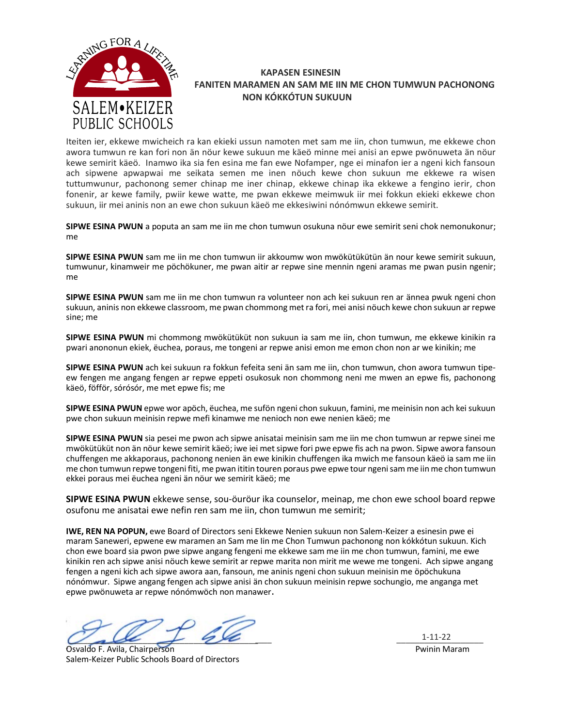**KAPASEN ESINESIN**
**FANITEN MARAMEN AN SAM ME IIN ME CHON TUMWUN PACHONONG NON KÓKKÓTUN SUKUUN**

Iteiten ier, ekkewe mwicheich ra kan ekieki ussun namoten met sam me iin, chon tumwun, me ekkewe chon awora tumwun re kan fori non än nöur kewe sukuun me käeö minne mei anisi an epwe pwönuweta än nöur kewe semirit käeö. Inamwo ika sia fen esina me fan ewe Nofamper, nge ei minafon ier a ngeni kich fansoun ach sipwene apwapwai me seikata semen me inen nöuch kewe chon sukuun me ekkewe ra wisen tuttumwunur, pachonong semer chinap me iner chinap, ekkewe chinap ika ekkewe a fengino ierir, chon fonenir, ar kewe family, pwiir kewe watte, me pwan ekkewe meimwuk iir mei fokkun ekieki ekkewe chon sukuun, iir mei aninis non an ewe chon sukuun käeö me ekkesiwini nónómwun ekkewe semirit.

**SIPWE ESINA PWUN** a poputa an sam me iin me chon tumwun osukuna nöur ewe semirit seni chok nemonukonur; me

**SIPWE ESINA PWUN** sam me iin me chon tumwun iir akkoumw won mwökütükütün än nour kewe semirit sukuun, tumwunur, kinamweir me pöchökuner, me pwan aitir ar repwe sine mennin ngeni aramas me pwan pusin ngenir; me

**SIPWE ESINA PWUN** sam me iin me chon tumwun ra volunteer non ach kei sukuun ren ar ännea pwuk ngeni chon sukuun, aninis non ekkewe classroom, me pwan chommong met ra fori, mei anisi nöuch kewe chon sukuun ar repwe sine; me

**SIPWE ESINA PWUN** mi chommong mwökütüküt non sukuun ia sam me iin, chon tumwun, me ekkewe kinikin ra pwari anononun ekiek, ëuchea, poraus, me tongeni ar repwe anisi emon me emon chon non ar we kinikin; me

**SIPWE ESINA PWUN** ach kei sukuun ra fokkun fefeita seni än sam me iin, chon tumwun, chon awora tumwun tipe-ew fengen me angang fengen ar repwe eppeti osukosuk non chommong neni me mwen an epwe fis, pachonong käeö, fööför, sórósór, me met epwe fis; me

**SIPWE ESINA PWUN** epwe wor apöch, ëuchea, me sufön ngeni chon sukuun, famini, me meinisin non ach kei sukuun pwe chon sukuun meinisin repwe mefi kinamwe me nenioch non ewe nenien käeö; me

**SIPWE ESINA PWUN** sia pesei me pwon ach sipwe anisatai meinisin sam me iin me chon tumwun ar repwe sinei me mwökütüküt non än nöur kewe semirit käeö; iwe iei met sipwe fori pwe epwe fis ach na pwon. Sipwe awora fansoun chuffengen me akkaporaus, pachonong nenien än ewe kinikin chuffengen ika mwich me fansoun käeö ia sam me iin me chon tumwun repwe tongeni fiti, me pwan ititin touren poraus pwe epwe tour ngeni sam me iin me chon tumwun ekkei poraus mei ëuchea ngeni än nöur we semirit käeö; me

**SIPWE ESINA PWUN** ekkewe sense, sou-ööröur ika counselor, meinap, me chon ewe school board repwe osufonu me anisatai ewe nefin ren sam me iin, chon tumwun me semirit;

**IWE, REN NA POPUN,** ewe Board of Directors seni Ekkewe Nenien sukuun non Salem-Keizer a esinesin pwe ei maram Saneweri, epwene ew maramen an Sam me Iin me Chon Tumwun pachonong non kókkótun sukuun. Kich chon ewe board sia pwon pwe sipwe angang fengeni me ekkewe sam me iin me chon tumwun, famini, me ewe kinikin ren ach sipwe anisi nöuch kewe semirit ar repwe marita non mirit me wewe me tongeni. Ach sipwe angang fengen a ngeni kich ach sipwe awora aan, fansoun, me aninis ngeni chon sukuun meinisin me öpöchukuna nónómwur. Sipwe angang fengen ach sipwe anisi än chon sukuun meinisin repwe sochungio, me anganga met epwe pwönuweta ar repwe nónómwöch non manawer.

Osvaldo F. Avila, Chairperson
Salem-Keizer Public Schools Board of Directors

1-11-22
Pwinin Maram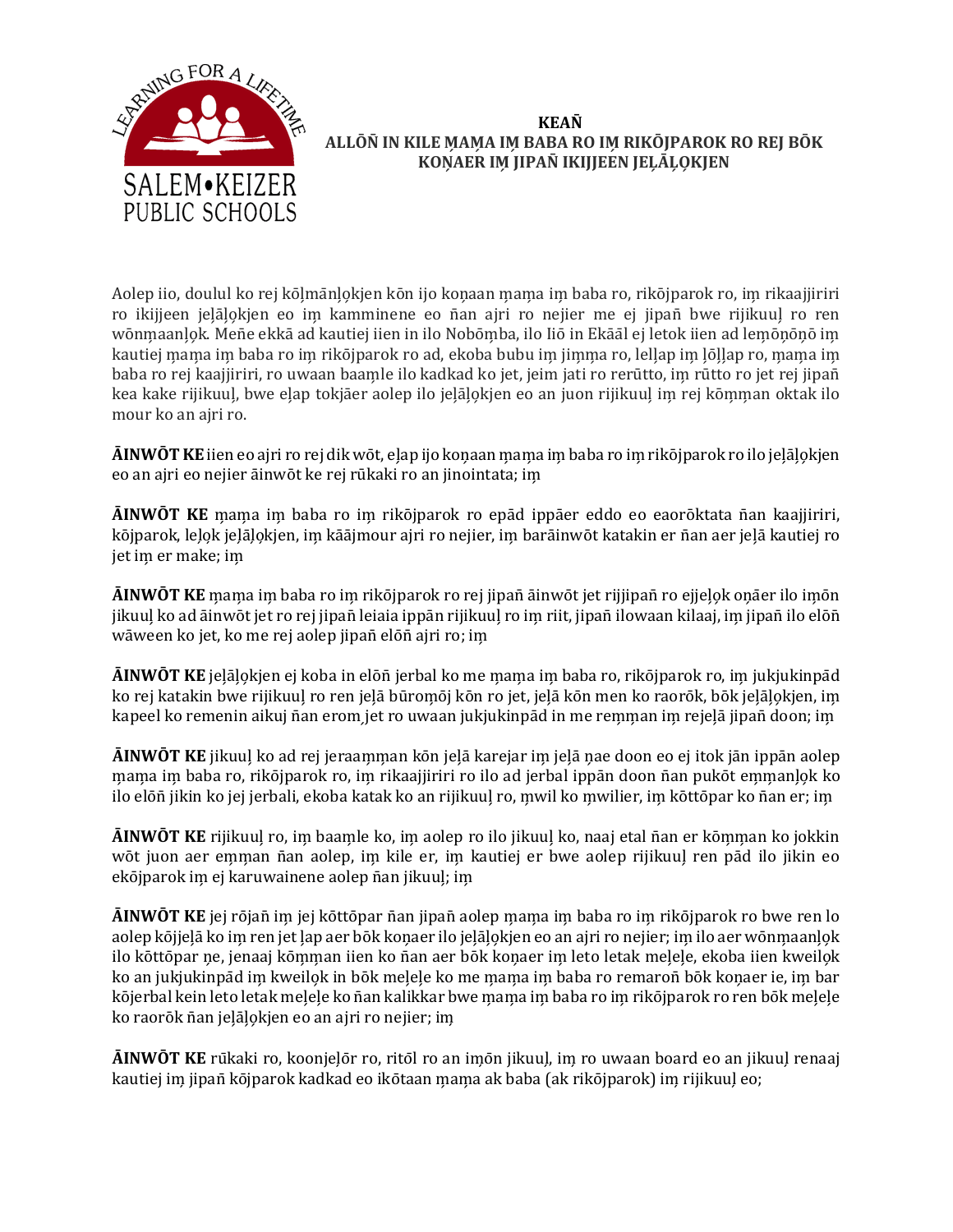**KEAÑ**
**ALLŌÑ IN KILE ṂAṂA IṂ BABA RO IṂ RIKŌJPAROK RO REJ BŌK KOṆAER IṂ JIPAÑ IKIJJEEN JEḶĀḶỌKJEN**

Aolep iio, doulul ko rej kōḷmānḷọkjen kōn ijo koṇaan ṃaṃa iṃ baba ro, rikōjparok ro, iṃ rikaajjiriri ro ikijjeen jeḷāḷọkjen eo iṃ kamminene eo ñan ajri ro nejier me ej jipañ bwe rijikuuḷ ro ren wōnṃaanḷọk. Meñe ekkā ad kautiej iien in ilo Nobōṃba, ilo Iiō in Ekāāl ej letok iien ad leṃōṇōṇō iṃ kautiej ṃaṃa iṃ baba ro iṃ rikōjparok ro ad, ekoba bubu iṃ jiṃṃa ro, leḷḷap iṃ ḷōḷḷap ro, ṃaṃa iṃ baba ro rej kaajjiriri, ro uwaan baaṃle ilo kadkad ko jet, jeim jati ro rerūtto, iṃ rūtto ro jet rej jipañ kea kake rijikuuḷ, bwe eḷap tokjāer aolep ilo jeḷāḷọkjen eo an juon rijikuuḷ iṃ rej kōṃṃan oktak ilo mour ko an ajri ro.

**ĀINWŌT KE** iien eo ajri ro rej dik wōt, eḷap ijo koṇaan ṃaṃa iṃ baba ro iṃ rikōjparok ro ilo jeḷāḷọkjen eo an ajri eo nejier āinwōt ke rej rūkaki ro an jinointata; iṃ

**ĀINWŌT KE** ṃaṃa iṃ baba ro iṃ rikōjparok ro epād ippāer eddo eo eaorōktata ñan kaajjiriri, kōjparok, leḷọk jeḷāḷọkjen, iṃ kāājmour ajri ro nejier, iṃ barāinwōt katakin er ñan aer jeḷā kautiej ro jet iṃ er make; iṃ

**ĀINWŌT KE** ṃaṃa iṃ baba ro iṃ rikōjparok ro rej jipañ āinwōt jet rijjipañ ro ejjeḷọk oṇāer ilo iṃōn jikuuḷ ko ad āinwōt jet ro rej jipañ leiaia ippān rijikuuḷ ro iṃ riit, jipañ ilowaan kilaaj, iṃ jipañ ilo elōñ wāween ko jet, ko me rej aolep jipañ elōñ ajri ro; iṃ

**ĀINWŌT KE** jeḷāḷọkjen ej koba in elōñ jerbal ko me ṃaṃa iṃ baba ro, rikōjparok ro, iṃ jukjukinpād ko rej katakin bwe rijikuuḷ ro ren jeḷā būroṃōj kōn ro jet, jeḷā kōn men ko raorōk, bōk jeḷāḷọkjen, iṃ kapeel ko remenin aikuj ñan erom jet ro uwaan jukjukinpād in me reṃṃan iṃ rejeḷā jipañ doon; iṃ

**ĀINWŌT KE** jikuuḷ ko ad rej jeraaṃṃan kōn jeḷā karejar iṃ jeḷā ṇae doon eo ej itok jān ippān aolep ṃaṃa iṃ baba ro, rikōjparok ro, iṃ rikaajjiriri ro ilo ad jerbal ippān doon ñan pukōt eṃṃanḷọk ko ilo elōñ jikin ko jej jerbali, ekoba katak ko an rijikuuḷ ro, ṃwil ko ṃwilier, iṃ kōttōpar ko ñan er; iṃ

**ĀINWŌT KE** rijikuuḷ ro, iṃ baaṃle ko, iṃ aolep ro ilo jikuuḷ ko, naaj etal ñan er kōṃṃan ko jokkin wōt juon aer eṃṃan ñan aolep, iṃ kile er, iṃ kautiej er bwe aolep rijikuuḷ ren pād ilo jikin eo ekōjparok iṃ ej karuwainene aolep ñan jikuuḷ; iṃ

**ĀINWŌT KE** jej rōjañ iṃ jej kōttōpar ñan jipañ aolep ṃaṃa iṃ baba ro iṃ rikōjparok ro bwe ren lo aolep kōjjeḷā ko iṃ ren jet ḷap aer bōk koṇaer ilo jeḷāḷọkjen eo an ajri ro nejier; iṃ ilo aer wōnṃaanḷọk ilo kōttōpar ṇe, jenaaj kōṃṃan iien ko ñan aer bōk koṇaer iṃ leto letak meḷeḷe, ekoba iien kweilọk ko an jukjukinpād iṃ kweilọk in bōk meḷeḷe ko me ṃaṃa iṃ baba ro remaroñ bōk koṇaer ie, iṃ bar kōjerbal kein leto letak meḷeḷe ko ñan kalikkar bwe ṃaṃa iṃ baba ro iṃ rikōjparok ro ren bōk meḷeḷe ko raorōk ñan jeḷāḷọkjen eo an ajri ro nejier; iṃ

**ĀINWŌT KE** rūkaki ro, koonjeḷōr ro, ritōl ro an iṃōn jikuuḷ, iṃ ro uwaan board eo an jikuuḷ renaaj kautiej iṃ jipañ kōjparok kadkad eo ikōtaan ṃaṃa ak baba (ak rikōjparok) iṃ rijikuuḷ eo;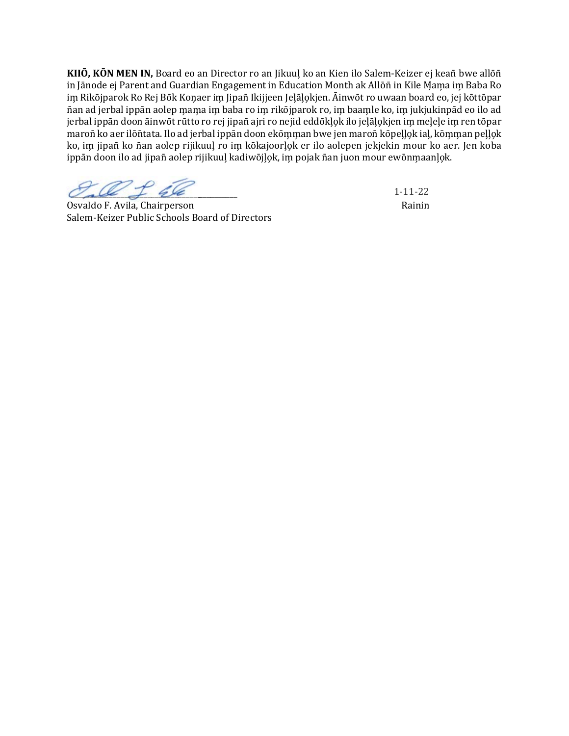**KIIŌ, KŌN MEN IN,** Board eo an Director ro an Jikuuļ ko an Kien ilo Salem-Keizer ej keañ bwe allōñ in Jānode ej Parent and Guardian Engagement in Education Month ak Allōñ in Kile Ṃaṃa iṃ Baba Ro iṃ Rikōjparok Ro Rej Bōk Koṇaer iṃ Jipañ Ikijjeen Jeļāļọkjen. Āinwōt ro uwaan board eo, jej kōttōpar ñan ad jerbal ippān aolep ṃaṃa iṃ baba ro iṃ rikōjparok ro, iṃ baaṃle ko, iṃ jukjukinpād eo ilo ad jerbal ippān doon āinwōt rūtto ro rej jipañ ajri ro nejid eddōkļọk ilo jeļāļọkjen iṃ meļeļe iṃ ren tōpar maroñ ko aer ilōñtata. Ilo ad jerbal ippān doon ekōṃṃan bwe jen maroñ kōpeļļọk iaļ, kōṃṃan peļļọk ko, iṃ jipañ ko ñan aolep rijikuuļ ro iṃ kōkajoorļọk er ilo aolepen jekjekin mour ko aer. Jen koba ippān doon ilo ad jipañ aolep rijikuuļ kadiwōjļọk, iṃ pojak ñan juon mour ewōnṃaanļọk.

Osvaldo F. Avila, Chairperson
Salem-Keizer Public Schools Board of Directors

1-11-22
Rainin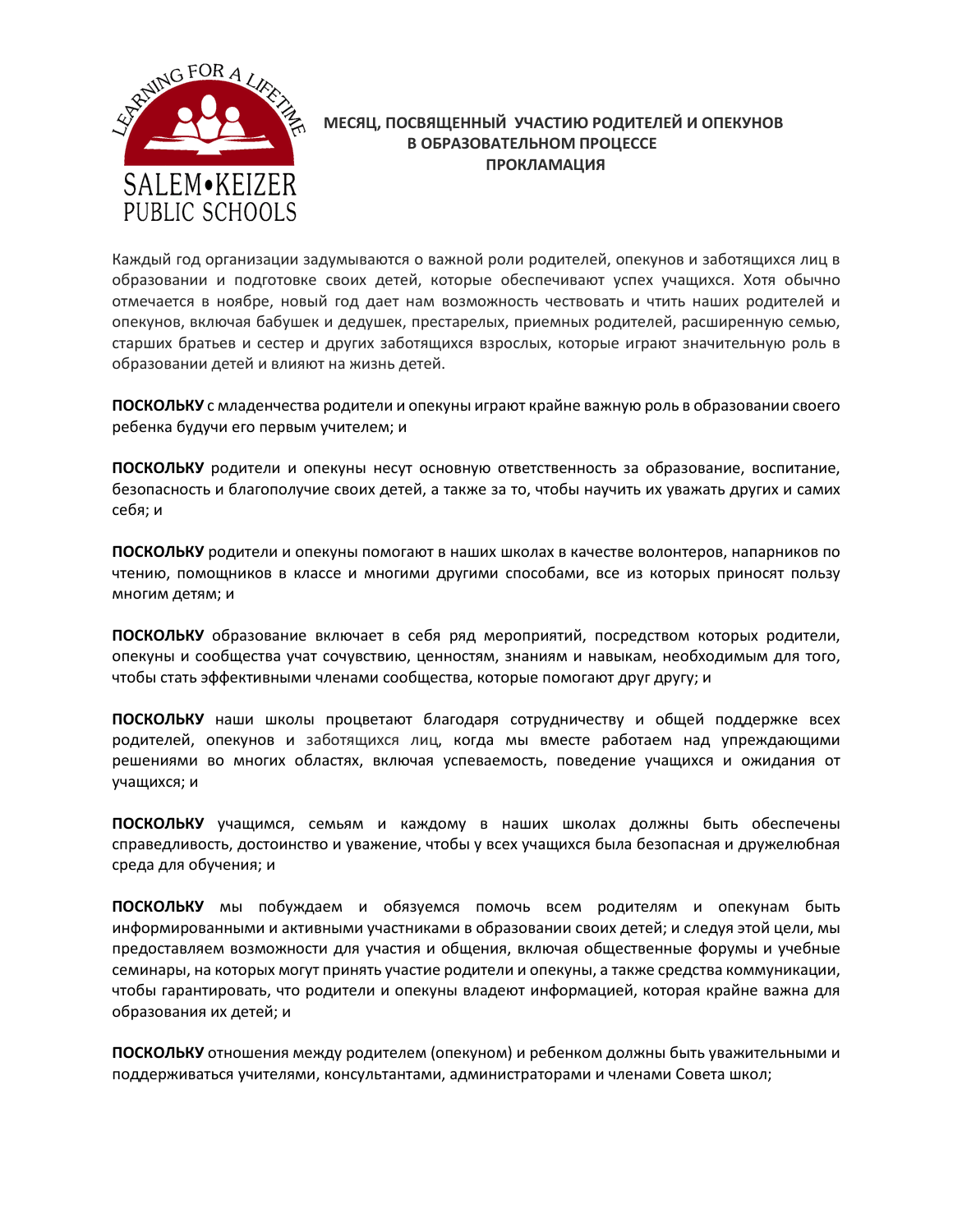# МЕСЯЦ, ПОСВЯЩЕННЫЙ УЧАСТИЮ РОДИТЕЛЕЙ И ОПЕКУНОВ В ОБРАЗОВАТЕЛЬНОМ ПРОЦЕССЕ
## ПРОКЛАМАЦИЯ

Каждый год организации задумываются о важной роли родителей, опекунов и заботящихся лиц в образовании и подготовке своих детей, которые обеспечивают успех учащихся. Хотя обычно отмечается в ноябре, новый год дает нам возможность чествовать и чтить наших родителей и опекунов, включая бабушек и дедушек, престарелых, приемных родителей, расширенную семью, старших братьев и сестер и других заботящихся взрослых, которые играют значительную роль в образовании детей и влияют на жизнь детей.

**ПОСКОЛЬКУ** с младенчества родители и опекуны играют крайне важную роль в образовании своего ребенка будучи его первым учителем; и

**ПОСКОЛЬКУ** родители и опекуны несут основную ответственность за образование, воспитание, безопасность и благополучие своих детей, а также за то, чтобы научить их уважать других и самих себя; и

**ПОСКОЛЬКУ** родители и опекуны помогают в наших школах в качестве волонтеров, напарников по чтению, помощников в классе и многими другими способами, все из которых приносят пользу многим детям; и

**ПОСКОЛЬКУ** образование включает в себя ряд мероприятий, посредством которых родители, опекуны и сообщества учат сочувствию, ценностям, знаниям и навыкам, необходимым для того, чтобы стать эффективными членами сообщества, которые помогают друг другу; и

**ПОСКОЛЬКУ** наши школы процветают благодаря сотрудничеству и общей поддержке всех родителей, опекунов и заботящихся лиц, когда мы вместе работаем над упреждающими решениями во многих областях, включая успеваемость, поведение учащихся и ожидания от учащихся; и

**ПОСКОЛЬКУ** учащимся, семьям и каждому в наших школах должны быть обеспечены справедливость, достоинство и уважение, чтобы у всех учащихся была безопасная и дружелюбная среда для обучения; и

**ПОСКОЛЬКУ** мы побуждаем и обязуемся помочь всем родителям и опекунам быть информированными и активными участниками в образовании своих детей; и следуя этой цели, мы предоставляем возможности для участия и общения, включая общественные форумы и учебные семинары, на которых могут принять участие родители и опекуны, а также средства коммуникации, чтобы гарантировать, что родители и опекуны владеют информацией, которая крайне важна для образования их детей; и

**ПОСКОЛЬКУ** отношения между родителем (опекуном) и ребенком должны быть уважительными и поддерживаться учителями, консультантами, администраторами и членами Совета школ;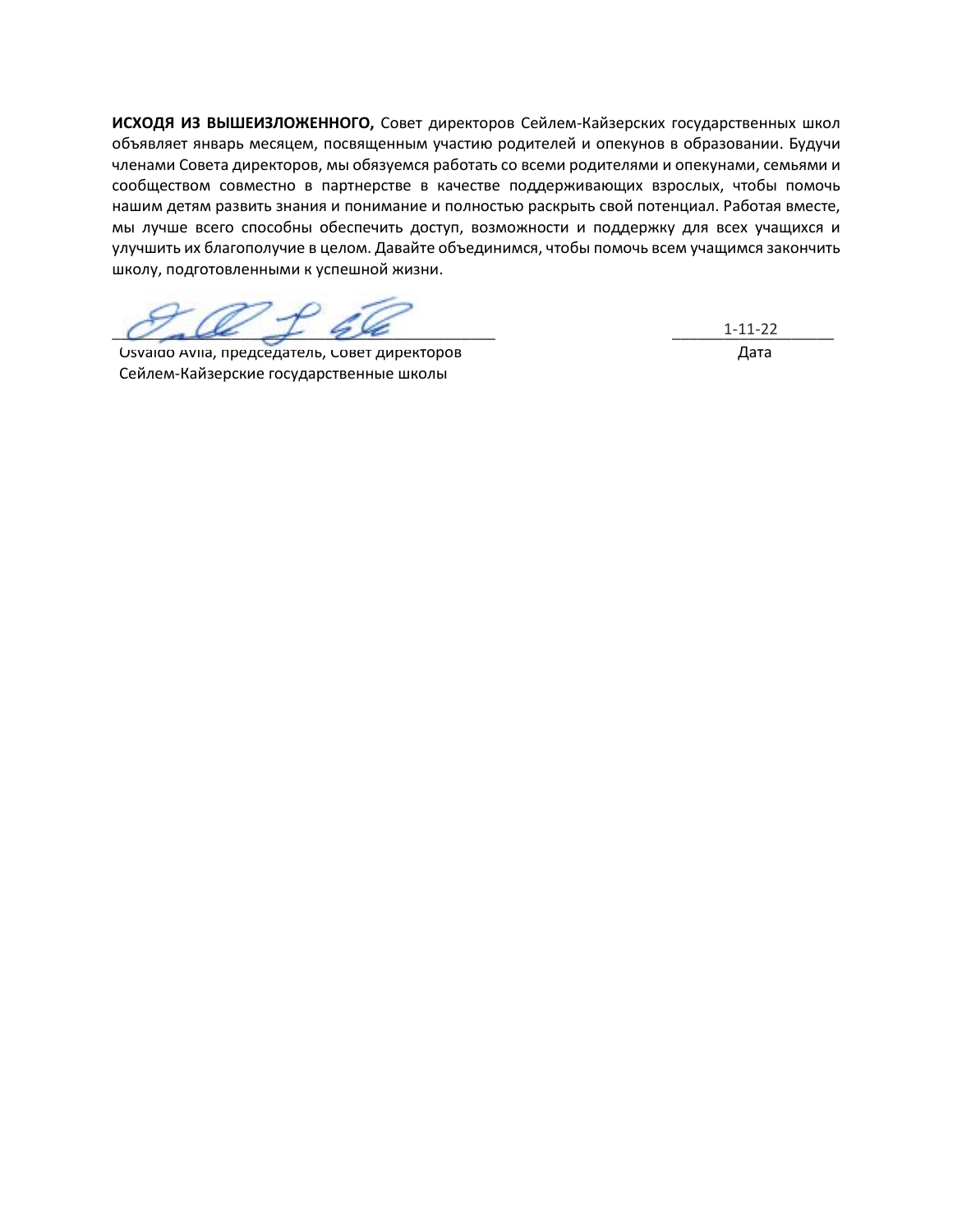**ИСХОДЯ ИЗ ВЫШЕИЗЛОЖЕННОГО,** Совет директоров Сейлем-Кайзерских государственных школ объявляет январь месяцем, посвященным участию родителей и опекунов в образовании. Будучи членами Совета директоров, мы обязуемся работать со всеми родителями и опекунами, семьями и сообществом совместно в партнерстве в качестве поддерживающих взрослых, чтобы помочь нашим детям развить знания и понимание и полностью раскрыть свой потенциал. Работая вместе, мы лучше всего способны обеспечить доступ, возможности и поддержку для всех учащихся и улучшить их благополучие в целом. Давайте объединимся, чтобы помочь всем учащимся закончить школу, подготовленными к успешной жизни.

| | |
|---|---|
| ___________________________________________ | 1-11-22 |
| Osvaldo Avila, председатель, Совет директоров<br>Сейлем-Кайзерские государственные школы | Дата |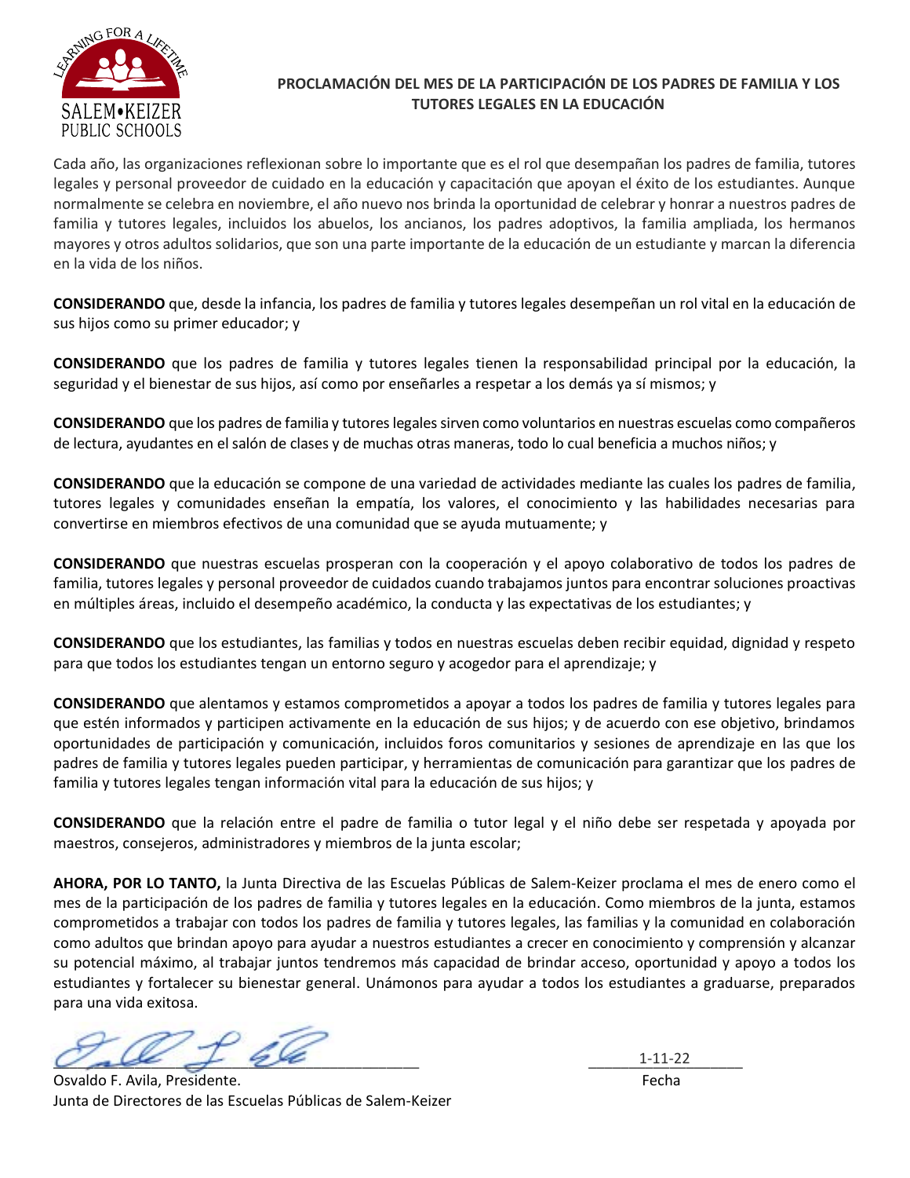SALEM•KEIZER PUBLIC SCHOOLS

LEARNING FOR A LIFETIME

## PROCLAMACIÓN DEL MES DE LA PARTICIPACIÓN DE LOS PADRES DE FAMILIA Y LOS TUTORES LEGALES EN LA EDUCACIÓN

Cada año, las organizaciones reflexionan sobre lo importante que es el rol que desempañan los padres de familia, tutores legales y personal proveedor de cuidado en la educación y capacitación que apoyan el éxito de los estudiantes. Aunque normalmente se celebra en noviembre, el año nuevo nos brinda la oportunidad de celebrar y honrar a nuestros padres de familia y tutores legales, incluidos los abuelos, los ancianos, los padres adoptivos, la familia ampliada, los hermanos mayores y otros adultos solidarios, que son una parte importante de la educación de un estudiante y marcan la diferencia en la vida de los niños.

**CONSIDERANDO** que, desde la infancia, los padres de familia y tutores legales desempeñan un rol vital en la educación de sus hijos como su primer educador; y

**CONSIDERANDO** que los padres de familia y tutores legales tienen la responsabilidad principal por la educación, la seguridad y el bienestar de sus hijos, así como por enseñarles a respetar a los demás ya sí mismos; y

**CONSIDERANDO** que los padres de familia y tutores legales sirven como voluntarios en nuestras escuelas como compañeros de lectura, ayudantes en el salón de clases y de muchas otras maneras, todo lo cual beneficia a muchos niños; y

**CONSIDERANDO** que la educación se compone de una variedad de actividades mediante las cuales los padres de familia, tutores legales y comunidades enseñan la empatía, los valores, el conocimiento y las habilidades necesarias para convertirse en miembros efectivos de una comunidad que se ayuda mutuamente; y

**CONSIDERANDO** que nuestras escuelas prosperan con la cooperación y el apoyo colaborativo de todos los padres de familia, tutores legales y personal proveedor de cuidados cuando trabajamos juntos para encontrar soluciones proactivas en múltiples áreas, incluido el desempeño académico, la conducta y las expectativas de los estudiantes; y

**CONSIDERANDO** que los estudiantes, las familias y todos en nuestras escuelas deben recibir equidad, dignidad y respeto para que todos los estudiantes tengan un entorno seguro y acogedor para el aprendizaje; y

**CONSIDERANDO** que alentamos y estamos comprometidos a apoyar a todos los padres de familia y tutores legales para que estén informados y participen activamente en la educación de sus hijos; y de acuerdo con ese objetivo, brindamos oportunidades de participación y comunicación, incluidos foros comunitarios y sesiones de aprendizaje en las que los padres de familia y tutores legales pueden participar, y herramientas de comunicación para garantizar que los padres de familia y tutores legales tengan información vital para la educación de sus hijos; y

**CONSIDERANDO** que la relación entre el padre de familia o tutor legal y el niño debe ser respetada y apoyada por maestros, consejeros, administradores y miembros de la junta escolar;

**AHORA, POR LO TANTO,** la Junta Directiva de las Escuelas Públicas de Salem-Keizer proclama el mes de enero como el mes de la participación de los padres de familia y tutores legales en la educación. Como miembros de la junta, estamos comprometidos a trabajar con todos los padres de familia y tutores legales, las familias y la comunidad en colaboración como adultos que brindan apoyo para ayudar a nuestros estudiantes a crecer en conocimiento y comprensión y alcanzar su potencial máximo, al trabajar juntos tendremos más capacidad de brindar acceso, oportunidad y apoyo a todos los estudiantes y fortalecer su bienestar general. Unámonos para ayudar a todos los estudiantes a graduarse, preparados para una vida exitosa.

______________________________ 1-11-22

Osvaldo F. Avila, Presidente. Fecha

Junta de Directores de las Escuelas Públicas de Salem-Keizer